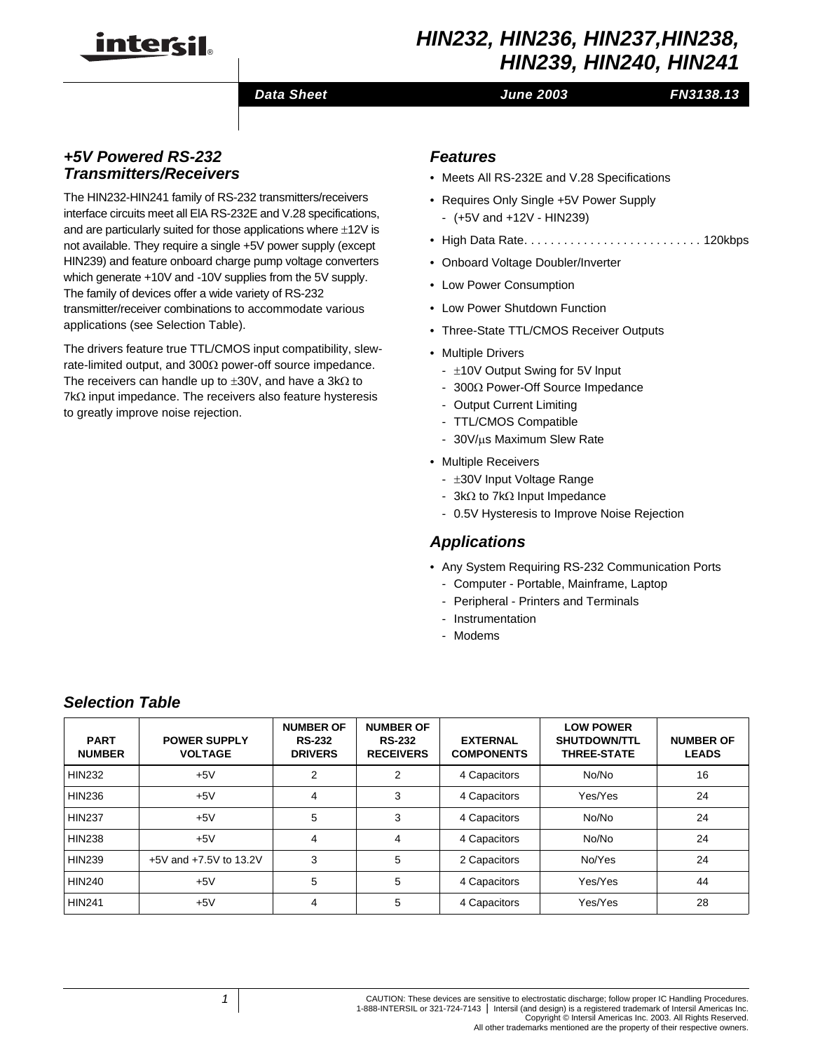# HIN232, HIN236, HIN237, HIN238, HIN239, HIN240, HIN241

Data Sheet | June 2003 | FN3138.13

## +5V Powered RS-232 Transmitters/Receivers

The HIN232-HIN241 family of RS-232 transmitters/receivers interface circuits meet all EIA RS-232E and V.28 specifications, and are particularly suited for those applications where ±12V is not available. They require a single +5V power supply (except HIN239) and feature onboard charge pump voltage converters which generate +10V and -10V supplies from the 5V supply. The family of devices offer a wide variety of RS-232 transmitter/receiver combinations to accommodate various applications (see Selection Table).

The drivers feature true TTL/CMOS input compatibility, slew-rate-limited output, and 300Ω power-off source impedance. The receivers can handle up to ±30V, and have a 3kΩ to 7kΩ input impedance. The receivers also feature hysteresis to greatly improve noise rejection.

## Features

- Meets All RS-232E and V.28 Specifications
- Requires Only Single +5V Power Supply
  - (+5V and +12V - HIN239)
- High Data Rate. . . . . . . . . . . . . . . . . . . . . . . . . . 120kbps
- Onboard Voltage Doubler/Inverter
- Low Power Consumption
- Low Power Shutdown Function
- Three-State TTL/CMOS Receiver Outputs
- Multiple Drivers
  - ±10V Output Swing for 5V Input
  - 300Ω Power-Off Source Impedance
  - Output Current Limiting
  - TTL/CMOS Compatible
  - 30V/μs Maximum Slew Rate
- Multiple Receivers
  - ±30V Input Voltage Range
  - 3kΩ to 7kΩ Input Impedance
  - 0.5V Hysteresis to Improve Noise Rejection

## Applications

- Any System Requiring RS-232 Communication Ports
  - Computer - Portable, Mainframe, Laptop
  - Peripheral - Printers and Terminals
  - Instrumentation
  - Modems

## Selection Table

| PART NUMBER | POWER SUPPLY VOLTAGE | NUMBER OF RS-232 DRIVERS | NUMBER OF RS-232 RECEIVERS | EXTERNAL COMPONENTS | LOW POWER SHUTDOWN/TTL THREE-STATE | NUMBER OF LEADS |
|---|---|---|---|---|---|---|
| HIN232 | +5V | 2 | 2 | 4 Capacitors | No/No | 16 |
| HIN236 | +5V | 4 | 3 | 4 Capacitors | Yes/Yes | 24 |
| HIN237 | +5V | 5 | 3 | 4 Capacitors | No/No | 24 |
| HIN238 | +5V | 4 | 4 | 4 Capacitors | No/No | 24 |
| HIN239 | +5V and +7.5V to 13.2V | 3 | 5 | 2 Capacitors | No/Yes | 24 |
| HIN240 | +5V | 5 | 5 | 4 Capacitors | Yes/Yes | 44 |
| HIN241 | +5V | 4 | 5 | 4 Capacitors | Yes/Yes | 28 |

CAUTION: These devices are sensitive to electrostatic discharge; follow proper IC Handling Procedures.
1-888-INTERSIL or 321-724-7143 | Intersil (and design) is a registered trademark of Intersil Americas Inc.
Copyright © Intersil Americas Inc. 2003. All Rights Reserved.
All other trademarks mentioned are the property of their respective owners.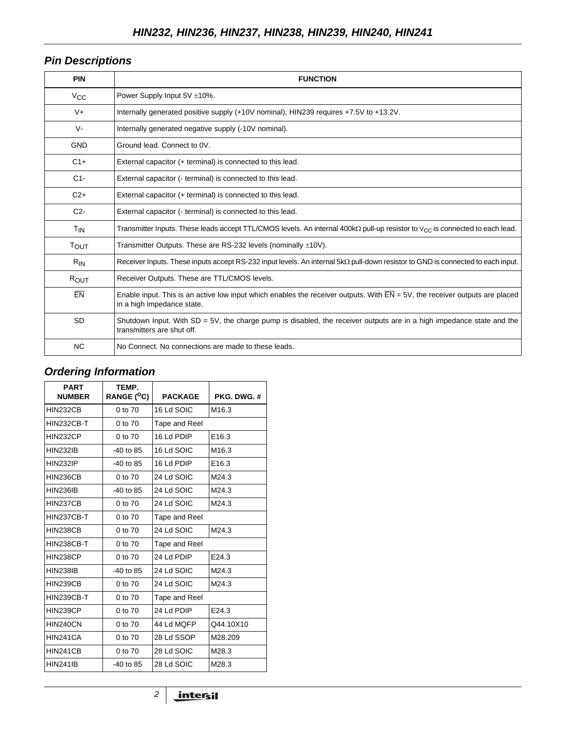## Pin Descriptions

| PIN | FUNCTION |
|---|---|
| $V_{CC}$ | Power Supply Input 5V ±10%. |
| V+ | Internally generated positive supply (+10V nominal), HIN239 requires +7.5V to +13.2V. |
| V- | Internally generated negative supply (-10V nominal). |
| GND | Ground lead. Connect to 0V. |
| C1+ | External capacitor (+ terminal) is connected to this lead. |
| C1- | External capacitor (- terminal) is connected to this lead. |
| C2+ | External capacitor (+ terminal) is connected to this lead. |
| C2- | External capacitor (- terminal) is connected to this lead. |
| $T_{IN}$ | Transmitter Inputs. These leads accept TTL/CMOS levels. An internal 400kΩ pull-up resistor to $V_{CC}$ is connected to each lead. |
| $T_{OUT}$ | Transmitter Outputs. These are RS-232 levels (nominally ±10V). |
| $R_{IN}$ | Receiver Inputs. These inputs accept RS-232 input levels. An internal 5kΩ pull-down resistor to GND is connected to each input. |
| $R_{OUT}$ | Receiver Outputs. These are TTL/CMOS levels. |
| $\overline{EN}$ | Enable input. This is an active low input which enables the receiver outputs. With $\overline{EN}$ = 5V, the receiver outputs are placed in a high impedance state. |
| SD | Shutdown Input. With SD = 5V, the charge pump is disabled, the receiver outputs are in a high impedance state and the transmitters are shut off. |
| NC | No Connect. No connections are made to these leads. |

## Ordering Information

| PART NUMBER | TEMP. RANGE ($^oC$) | PACKAGE | PKG. DWG. # |
|---|---|---|---|
| HIN232CB | 0 to 70 | 16 Ld SOIC | M16.3 |
| HIN232CB-T | 0 to 70 | Tape and Reel | |
| HIN232CP | 0 to 70 | 16 Ld PDIP | E16.3 |
| HIN232IB | -40 to 85 | 16 Ld SOIC | M16.3 |
| HIN232IP | -40 to 85 | 16 Ld PDIP | E16.3 |
| HIN236CB | 0 to 70 | 24 Ld SOIC | M24.3 |
| HIN236IB | -40 to 85 | 24 Ld SOIC | M24.3 |
| HIN237CB | 0 to 70 | 24 Ld SOIC | M24.3 |
| HIN237CB-T | 0 to 70 | Tape and Reel | |
| HIN238CB | 0 to 70 | 24 Ld SOIC | M24.3 |
| HIN238CB-T | 0 to 70 | Tape and Reel | |
| HIN238CP | 0 to 70 | 24 Ld PDIP | E24.3 |
| HIN238IB | -40 to 85 | 24 Ld SOIC | M24.3 |
| HIN239CB | 0 to 70 | 24 Ld SOIC | M24.3 |
| HIN239CB-T | 0 to 70 | Tape and Reel | |
| HIN239CP | 0 to 70 | 24 Ld PDIP | E24.3 |
| HIN240CN | 0 to 70 | 44 Ld MQFP | Q44.10X10 |
| HIN241CA | 0 to 70 | 28 Ld SSOP | M28.209 |
| HIN241CB | 0 to 70 | 28 Ld SOIC | M28.3 |
| HIN241IB | -40 to 85 | 28 Ld SOIC | M28.3 |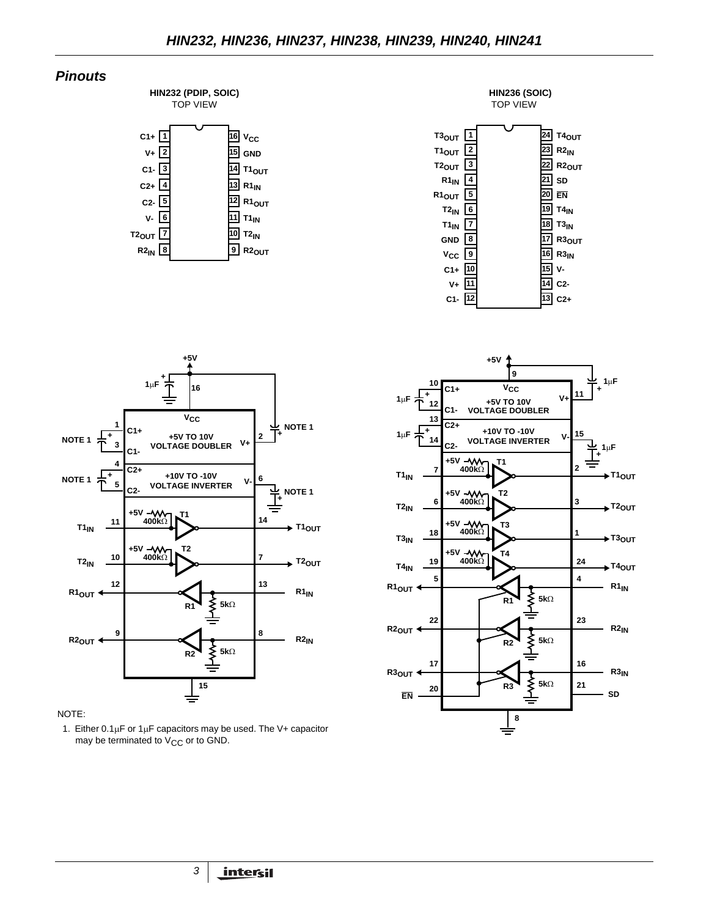## Pinouts

**HIN232 (PDIP, SOIC)**
TOP VIEW

| Pin | Name | Pin | Name |
|---|---|---|---|
| 1 | C1+ | 16 | $V_{CC}$ |
| 2 | V+ | 15 | GND |
| 3 | C1- | 14 | $T1_{OUT}$ |
| 4 | C2+ | 13 | $R1_{IN}$ |
| 5 | C2- | 12 | $R1_{OUT}$ |
| 6 | V- | 11 | $T1_{IN}$ |
| 7 | $T2_{OUT}$ | 10 | $T2_{IN}$ |
| 8 | $R2_{IN}$ | 9 | $R2_{OUT}$ |

**HIN236 (SOIC)**
TOP VIEW

| Pin | Name | Pin | Name |
|---|---|---|---|
| 1 | $T3_{OUT}$ | 24 | $T4_{OUT}$ |
| 2 | $T1_{OUT}$ | 23 | $R2_{IN}$ |
| 3 | $T2_{OUT}$ | 22 | $R2_{OUT}$ |
| 4 | $R1_{IN}$ | 21 | SD |
| 5 | $R1_{OUT}$ | 20 | $\overline{EN}$ |
| 6 | $T2_{IN}$ | 19 | $T4_{IN}$ |
| 7 | $T1_{IN}$ | 18 | $T3_{IN}$ |
| 8 | GND | 17 | $R3_{OUT}$ |
| 9 | $V_{CC}$ | 16 | $R3_{IN}$ |
| 10 | C1+ | 15 | V- |
| 11 | V+ | 14 | C2- |
| 12 | C1- | 13 | C2+ |

NOTE:

1. Either 0.1μF or 1μF capacitors may be used. The V+ capacitor may be terminated to $V_{CC}$ or to GND.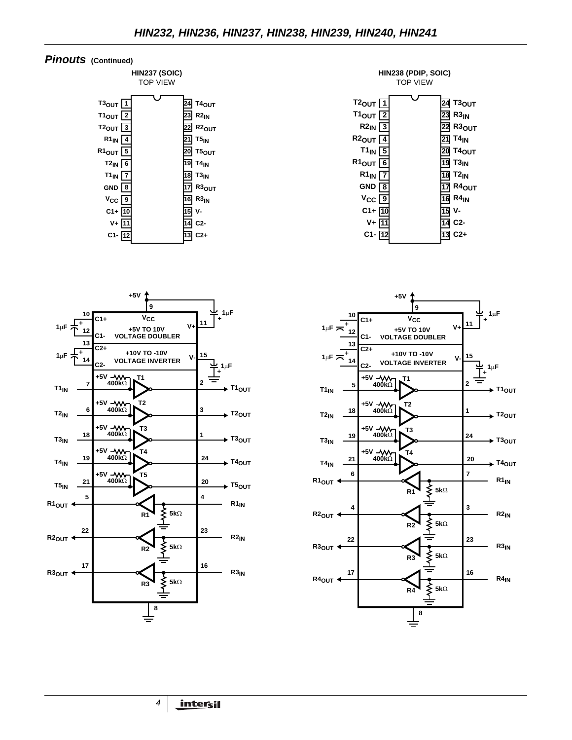## Pinouts (Continued)

**HIN237 (SOIC)**
TOP VIEW

| Pin | Name | Pin | Name |
|---|---|---|---|
| 1 | $T3_{OUT}$ | 24 | $T4_{OUT}$ |
| 2 | $T1_{OUT}$ | 23 | $R2_{IN}$ |
| 3 | $T2_{OUT}$ | 22 | $R2_{OUT}$ |
| 4 | $R1_{IN}$ | 21 | $T5_{IN}$ |
| 5 | $R1_{OUT}$ | 20 | $T5_{OUT}$ |
| 6 | $T2_{IN}$ | 19 | $T4_{IN}$ |
| 7 | $T1_{IN}$ | 18 | $T3_{IN}$ |
| 8 | GND | 17 | $R3_{OUT}$ |
| 9 | $V_{CC}$ | 16 | $R3_{IN}$ |
| 10 | C1+ | 15 | V- |
| 11 | V+ | 14 | C2- |
| 12 | C1- | 13 | C2+ |

**HIN238 (PDIP, SOIC)**
TOP VIEW

| Pin | Name | Pin | Name |
|---|---|---|---|
| 1 | $T2_{OUT}$ | 24 | $T3_{OUT}$ |
| 2 | $T1_{OUT}$ | 23 | $R3_{IN}$ |
| 3 | $R2_{IN}$ | 22 | $R3_{OUT}$ |
| 4 | $R2_{OUT}$ | 21 | $T4_{IN}$ |
| 5 | $T1_{IN}$ | 20 | $T4_{OUT}$ |
| 6 | $R1_{OUT}$ | 19 | $T3_{IN}$ |
| 7 | $R1_{IN}$ | 18 | $T2_{IN}$ |
| 8 | GND | 17 | $R4_{OUT}$ |
| 9 | $V_{CC}$ | 16 | $R4_{IN}$ |
| 10 | C1+ | 15 | V- |
| 11 | V+ | 14 | C2- |
| 12 | C1- | 13 | C2+ |

**HIN237 functional diagram:** +5V to $V_{CC}$ (pin 9); 1µF capacitors on C1+ (10)/C1- (12), C2+ (13)/C2- (14), V+ (11), V- (15). +5V TO 10V VOLTAGE DOUBLER; +10V TO -10V VOLTAGE INVERTER. Transmitters (each with +5V 400kΩ pull-up): T1 ($T1_{IN}$ 7 → $T1_{OUT}$ 2), T2 ($T2_{IN}$ 6 → $T2_{OUT}$ 3), T3 ($T3_{IN}$ 18 → $T3_{OUT}$ 1), T4 ($T4_{IN}$ 19 → $T4_{OUT}$ 24), T5 ($T5_{IN}$ 21 → $T5_{OUT}$ 20). Receivers (each with 5kΩ to ground): R1 ($R1_{IN}$ 4 → $R1_{OUT}$ 5), R2 ($R2_{IN}$ 23 → $R2_{OUT}$ 22), R3 ($R3_{IN}$ 16 → $R3_{OUT}$ 17). GND pin 8.

**HIN238 functional diagram:** +5V to $V_{CC}$ (pin 9); 1µF capacitors on C1+ (10)/C1- (12), C2+ (13)/C2- (14), V+ (11), V- (15). +5V TO 10V VOLTAGE DOUBLER; +10V TO -10V VOLTAGE INVERTER. Transmitters (each with +5V 400kΩ pull-up): T1 ($T1_{IN}$ 5 → $T1_{OUT}$ 2), T2 ($T2_{IN}$ 18 → $T2_{OUT}$ 1), T3 ($T3_{IN}$ 19 → $T3_{OUT}$ 24), T4 ($T4_{IN}$ 21 → $T4_{OUT}$ 20). Receivers (each with 5kΩ to ground): R1 ($R1_{IN}$ 7 → $R1_{OUT}$ 6), R2 ($R2_{IN}$ 3 → $R2_{OUT}$ 4), R3 ($R3_{IN}$ 23 → $R3_{OUT}$ 22), R4 ($R4_{IN}$ 16 → $R4_{OUT}$ 17). GND pin 8.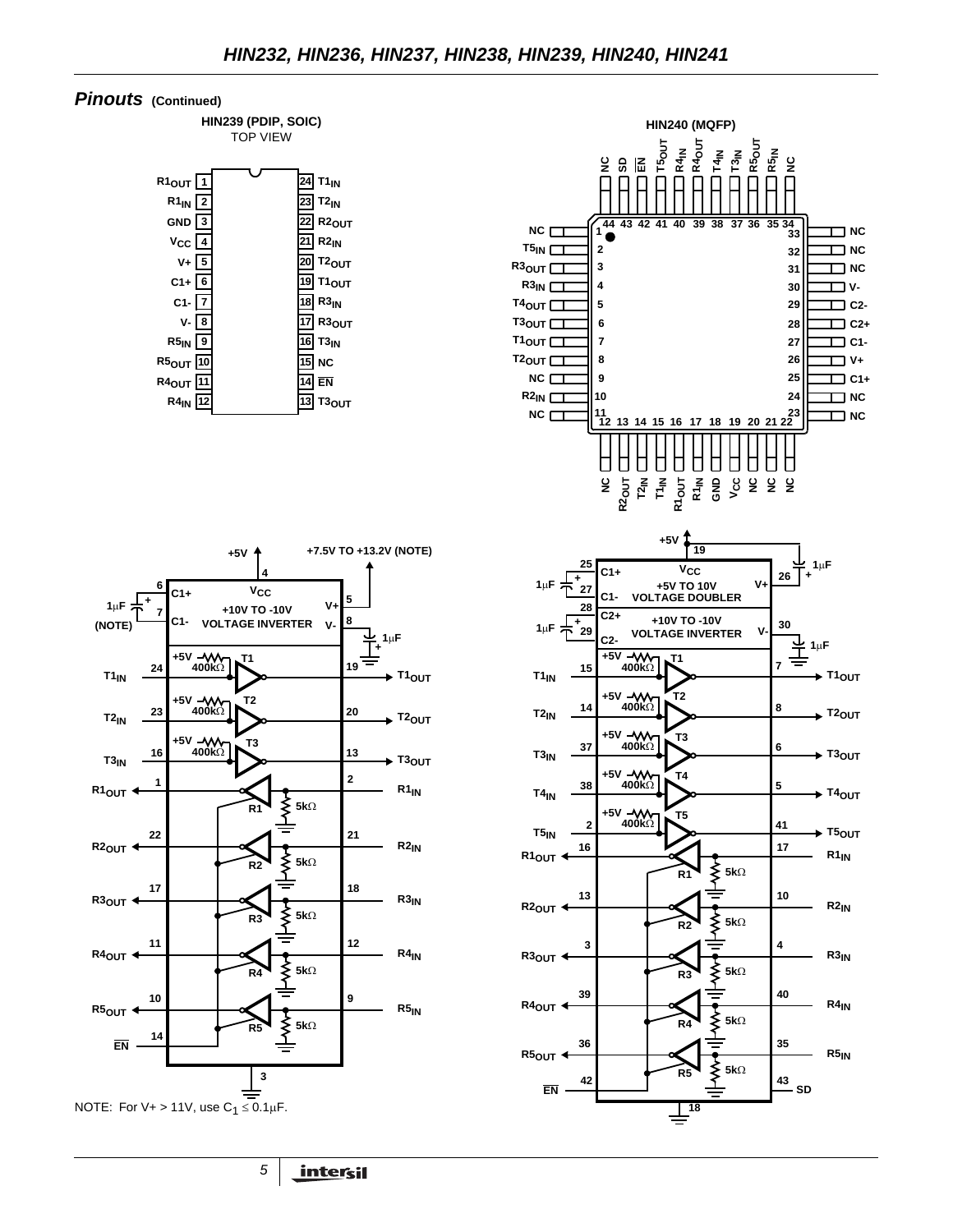## Pinouts (Continued)

**HIN239 (PDIP, SOIC)**
TOP VIEW

| Pin | Name | Pin | Name |
|---|---|---|---|
| 1 | R1OUT | 24 | T1IN |
| 2 | R1IN | 23 | T2IN |
| 3 | GND | 22 | R2OUT |
| 4 | VCC | 21 | R2IN |
| 5 | V+ | 20 | T2OUT |
| 6 | C1+ | 19 | T1OUT |
| 7 | C1- | 18 | R3IN |
| 8 | V- | 17 | R3OUT |
| 9 | R5IN | 16 | T3IN |
| 10 | R5OUT | 15 | NC |
| 11 | R4OUT | 14 | EN |
| 12 | R4IN | 13 | T3OUT |

**HIN240 (MQFP)**

| Pin | Name | Pin | Name | Pin | Name | Pin | Name |
|---|---|---|---|---|---|---|---|
| 1 | NC | 12 | NC | 23 | NC | 34 | NC |
| 2 | T5IN | 13 | R2OUT | 24 | NC | 35 | R5IN |
| 3 | R3OUT | 14 | T2IN | 25 | C1+ | 36 | R5OUT |
| 4 | R3IN | 15 | T1IN | 26 | V+ | 37 | T3IN |
| 5 | T4OUT | 16 | R1OUT | 27 | C1- | 38 | T4IN |
| 6 | T3OUT | 17 | R1IN | 28 | C2+ | 39 | R4OUT |
| 7 | T1OUT | 18 | GND | 29 | C2- | 40 | R4IN |
| 8 | T2OUT | 19 | VCC | 30 | V- | 41 | T5OUT |
| 9 | NC | 20 | NC | 31 | NC | 42 | EN |
| 10 | R2IN | 21 | NC | 32 | NC | 43 | SD |
| 11 | NC | 22 | NC | 33 | NC | 44 | NC |

NOTE: For V+ > 11V, use $C_1 \leq 0.1\mu F$.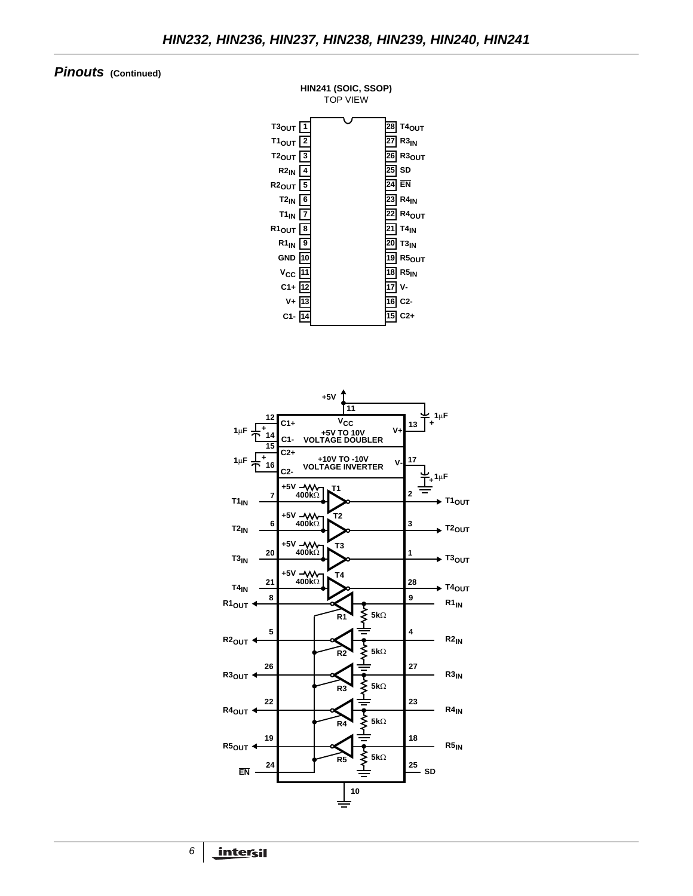## *Pinouts* (Continued)

**HIN241 (SOIC, SSOP)**
TOP VIEW

| Pin | Name | Pin | Name |
|---|---|---|---|
| 1 | $T3_{OUT}$ | 28 | $T4_{OUT}$ |
| 2 | $T1_{OUT}$ | 27 | $R3_{IN}$ |
| 3 | $T2_{OUT}$ | 26 | $R3_{OUT}$ |
| 4 | $R2_{IN}$ | 25 | SD |
| 5 | $R2_{OUT}$ | 24 | $\overline{EN}$ |
| 6 | $T2_{IN}$ | 23 | $R4_{IN}$ |
| 7 | $T1_{IN}$ | 22 | $R4_{OUT}$ |
| 8 | $R1_{OUT}$ | 21 | $T4_{IN}$ |
| 9 | $R1_{IN}$ | 20 | $T3_{IN}$ |
| 10 | GND | 19 | $R5_{OUT}$ |
| 11 | $V_{CC}$ | 18 | $R5_{IN}$ |
| 12 | C1+ | 17 | V- |
| 13 | V+ | 16 | C2- |
| 14 | C1- | 15 | C2+ |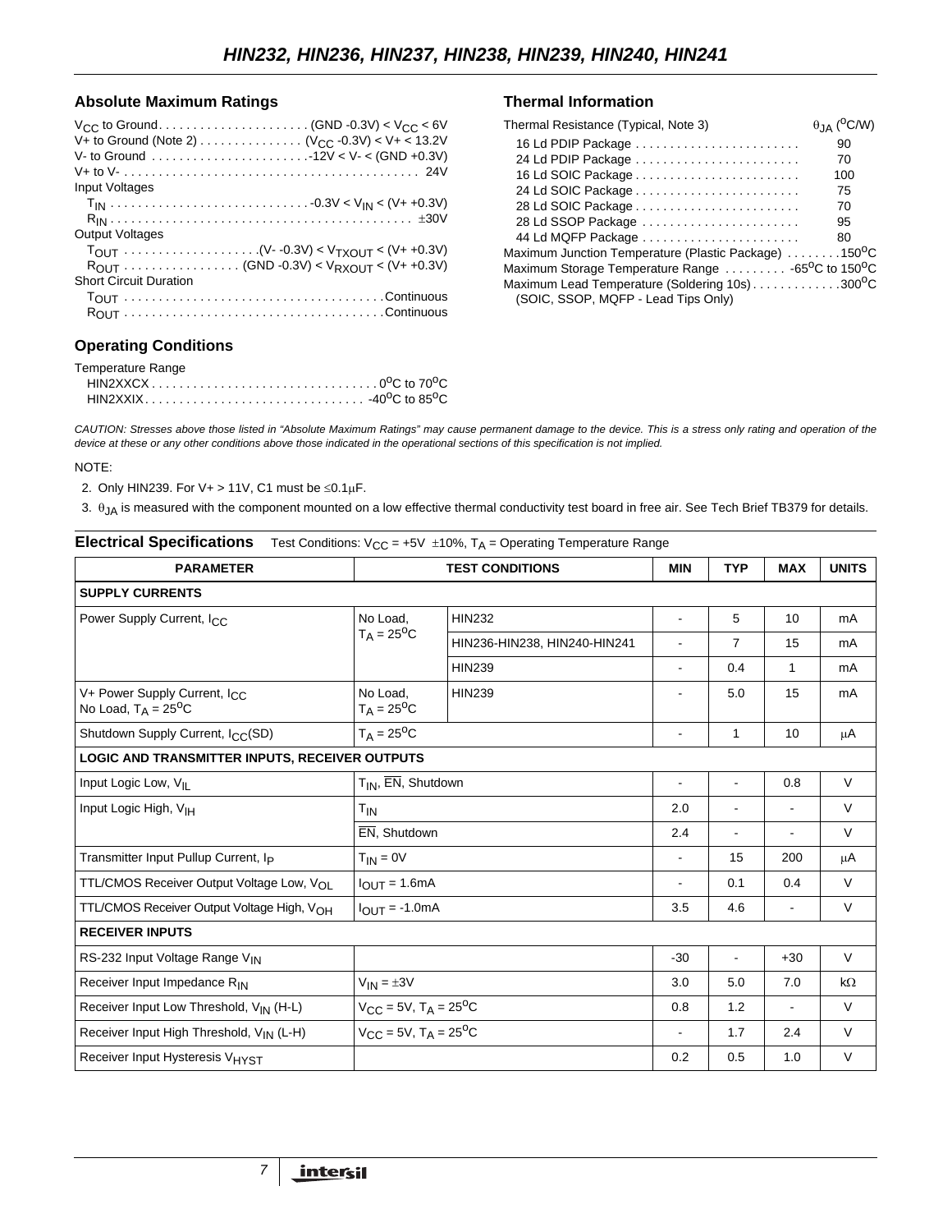## Absolute Maximum Ratings

$V_{CC}$ to Ground . . . . . . . . . . . . . . . . . . . . . . (GND -0.3V) < $V_{CC}$ < 6V
V+ to Ground (Note 2) . . . . . . . . . . . . . . ($V_{CC}$ -0.3V) < V+ < 13.2V
V- to Ground . . . . . . . . . . . . . . . . . . . . . . -12V < V- < (GND +0.3V)
V+ to V- . . . . . . . . . . . . . . . . . . . . . . . . . . . . . . . . . . . . . . . . . . . 24V
Input Voltages
$T_{IN}$ . . . . . . . . . . . . . . . . . . . . . . . . . . . . -0.3V < $V_{IN}$ < (V+ +0.3V)
$R_{IN}$ . . . . . . . . . . . . . . . . . . . . . . . . . . . . . . . . . . . . . . . . . . ±30V
Output Voltages
$T_{OUT}$ . . . . . . . . . . . . . . . . . . . (V- -0.3V) < $V_{TXOUT}$ < (V+ +0.3V)
$R_{OUT}$ . . . . . . . . . . . . . . . . (GND -0.3V) < $V_{RXOUT}$ < (V+ +0.3V)
Short Circuit Duration
$T_{OUT}$ . . . . . . . . . . . . . . . . . . . . . . . . . . . . . . . . . . . . . Continuous
$R_{OUT}$ . . . . . . . . . . . . . . . . . . . . . . . . . . . . . . . . . . . . . Continuous

## Operating Conditions

Temperature Range
HIN2XXCX . . . . . . . . . . . . . . . . . . . . . . . . . . . . . . . . $0^oC$ to $70^oC$
HIN2XXIX . . . . . . . . . . . . . . . . . . . . . . . . . . . . . . . $-40^oC$ to $85^oC$

## Thermal Information

| Thermal Resistance (Typical, Note 3) | $\theta_{JA}$ ($^oC$/W) |
|---|---|
| 16 Ld PDIP Package | 90 |
| 24 Ld PDIP Package | 70 |
| 16 Ld SOIC Package | 100 |
| 24 Ld SOIC Package | 75 |
| 28 Ld SOIC Package | 70 |
| 28 Ld SSOP Package | 95 |
| 44 Ld MQFP Package | 80 |

Maximum Junction Temperature (Plastic Package) . . . . . . . . $150^oC$
Maximum Storage Temperature Range . . . . . . . . . $-65^oC$ to $150^oC$
Maximum Lead Temperature (Soldering 10s) . . . . . . . . . . . . . $300^oC$
(SOIC, SSOP, MQFP - Lead Tips Only)

*CAUTION: Stresses above those listed in "Absolute Maximum Ratings" may cause permanent damage to the device. This is a stress only rating and operation of the device at these or any other conditions above those indicated in the operational sections of this specification is not implied.*

NOTE:

2. Only HIN239. For V+ > 11V, C1 must be ≤0.1μF.
3. $\theta_{JA}$ is measured with the component mounted on a low effective thermal conductivity test board in free air. See Tech Brief TB379 for details.

**Electrical Specifications** Test Conditions: $V_{CC}$ = +5V ±10%, $T_A$ = Operating Temperature Range

| PARAMETER | TEST CONDITIONS | | MIN | TYP | MAX | UNITS |
|---|---|---|---|---|---|---|
| **SUPPLY CURRENTS** | | | | | | |
| Power Supply Current, $I_{CC}$ | No Load, $T_A = 25^oC$ | HIN232 | - | 5 | 10 | mA |
| | | HIN236-HIN238, HIN240-HIN241 | - | 7 | 15 | mA |
| | | HIN239 | - | 0.4 | 1 | mA |
| V+ Power Supply Current, $I_{CC}$ No Load, $T_A = 25^oC$ | No Load, $T_A = 25^oC$ | HIN239 | - | 5.0 | 15 | mA |
| Shutdown Supply Current, $I_{CC}$(SD) | $T_A = 25^oC$ | | - | 1 | 10 | μA |
| **LOGIC AND TRANSMITTER INPUTS, RECEIVER OUTPUTS** | | | | | | |
| Input Logic Low, $V_{IL}$ | $T_{IN}$, $\overline{EN}$, Shutdown | | - | - | 0.8 | V |
| Input Logic High, $V_{IH}$ | $T_{IN}$ | | 2.0 | - | - | V |
| | $\overline{EN}$, Shutdown | | 2.4 | - | - | V |
| Transmitter Input Pullup Current, $I_P$ | $T_{IN}$ = 0V | | - | 15 | 200 | μA |
| TTL/CMOS Receiver Output Voltage Low, $V_{OL}$ | $I_{OUT}$ = 1.6mA | | - | 0.1 | 0.4 | V |
| TTL/CMOS Receiver Output Voltage High, $V_{OH}$ | $I_{OUT}$ = -1.0mA | | 3.5 | 4.6 | - | V |
| **RECEIVER INPUTS** | | | | | | |
| RS-232 Input Voltage Range $V_{IN}$ | | | -30 | - | +30 | V |
| Receiver Input Impedance $R_{IN}$ | $V_{IN}$ = ±3V | | 3.0 | 5.0 | 7.0 | kΩ |
| Receiver Input Low Threshold, $V_{IN}$ (H-L) | $V_{CC}$ = 5V, $T_A = 25^oC$ | | 0.8 | 1.2 | - | V |
| Receiver Input High Threshold, $V_{IN}$ (L-H) | $V_{CC}$ = 5V, $T_A = 25^oC$ | | - | 1.7 | 2.4 | V |
| Receiver Input Hysteresis $V_{HYST}$ | | | 0.2 | 0.5 | 1.0 | V |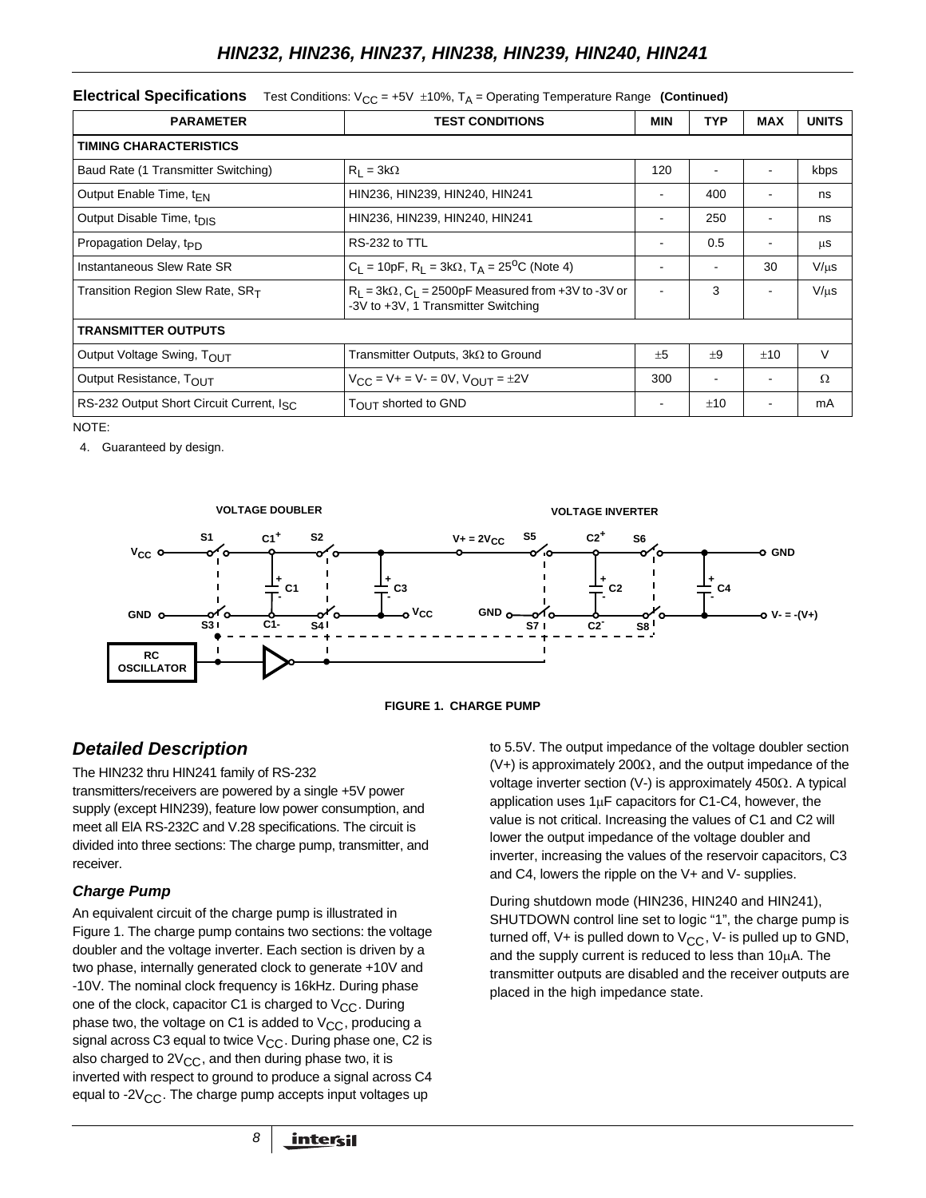**Electrical Specifications** Test Conditions: $V_{CC}$ = +5V ±10%, $T_A$ = Operating Temperature Range **(Continued)**

| PARAMETER | TEST CONDITIONS | MIN | TYP | MAX | UNITS |
|---|---|---|---|---|---|
| **TIMING CHARACTERISTICS** | | | | | |
| Baud Rate (1 Transmitter Switching) | $R_L$ = 3kΩ | 120 | - | - | kbps |
| Output Enable Time, $t_{EN}$ | HIN236, HIN239, HIN240, HIN241 | - | 400 | - | ns |
| Output Disable Time, $t_{DIS}$ | HIN236, HIN239, HIN240, HIN241 | - | 250 | - | ns |
| Propagation Delay, $t_{PD}$ | RS-232 to TTL | - | 0.5 | - | μs |
| Instantaneous Slew Rate SR | $C_L$ = 10pF, $R_L$ = 3kΩ, $T_A$ = 25°C (Note 4) | - | - | 30 | V/μs |
| Transition Region Slew Rate, $SR_T$ | $R_L$ = 3kΩ, $C_L$ = 2500pF Measured from +3V to -3V or -3V to +3V, 1 Transmitter Switching | - | 3 | - | V/μs |
| **TRANSMITTER OUTPUTS** | | | | | |
| Output Voltage Swing, $T_{OUT}$ | Transmitter Outputs, 3kΩ to Ground | ±5 | ±9 | ±10 | V |
| Output Resistance, $T_{OUT}$ | $V_{CC}$ = V+ = V- = 0V, $V_{OUT}$ = ±2V | 300 | - | - | Ω |
| RS-232 Output Short Circuit Current, $I_{SC}$ | $T_{OUT}$ shorted to GND | - | ±10 | - | mA |

NOTE:

4. Guaranteed by design.

FIGURE 1. CHARGE PUMP

## *Detailed Description*

The HIN232 thru HIN241 family of RS-232 transmitters/receivers are powered by a single +5V power supply (except HIN239), feature low power consumption, and meet all EIA RS-232C and V.28 specifications. The circuit is divided into three sections: The charge pump, transmitter, and receiver.

### *Charge Pump*

An equivalent circuit of the charge pump is illustrated in Figure 1. The charge pump contains two sections: the voltage doubler and the voltage inverter. Each section is driven by a two phase, internally generated clock to generate +10V and -10V. The nominal clock frequency is 16kHz. During phase one of the clock, capacitor C1 is charged to $V_{CC}$. During phase two, the voltage on C1 is added to $V_{CC}$, producing a signal across C3 equal to twice $V_{CC}$. During phase one, C2 is also charged to $2V_{CC}$, and then during phase two, it is inverted with respect to ground to produce a signal across C4 equal to $-2V_{CC}$. The charge pump accepts input voltages up to 5.5V. The output impedance of the voltage doubler section (V+) is approximately 200Ω, and the output impedance of the voltage inverter section (V-) is approximately 450Ω. A typical application uses 1μF capacitors for C1-C4, however, the value is not critical. Increasing the values of C1 and C2 will lower the output impedance of the voltage doubler and inverter, increasing the values of the reservoir capacitors, C3 and C4, lowers the ripple on the V+ and V- supplies.

During shutdown mode (HIN236, HIN240 and HIN241), SHUTDOWN control line set to logic "1", the charge pump is turned off, V+ is pulled down to $V_{CC}$, V- is pulled up to GND, and the supply current is reduced to less than 10μA. The transmitter outputs are disabled and the receiver outputs are placed in the high impedance state.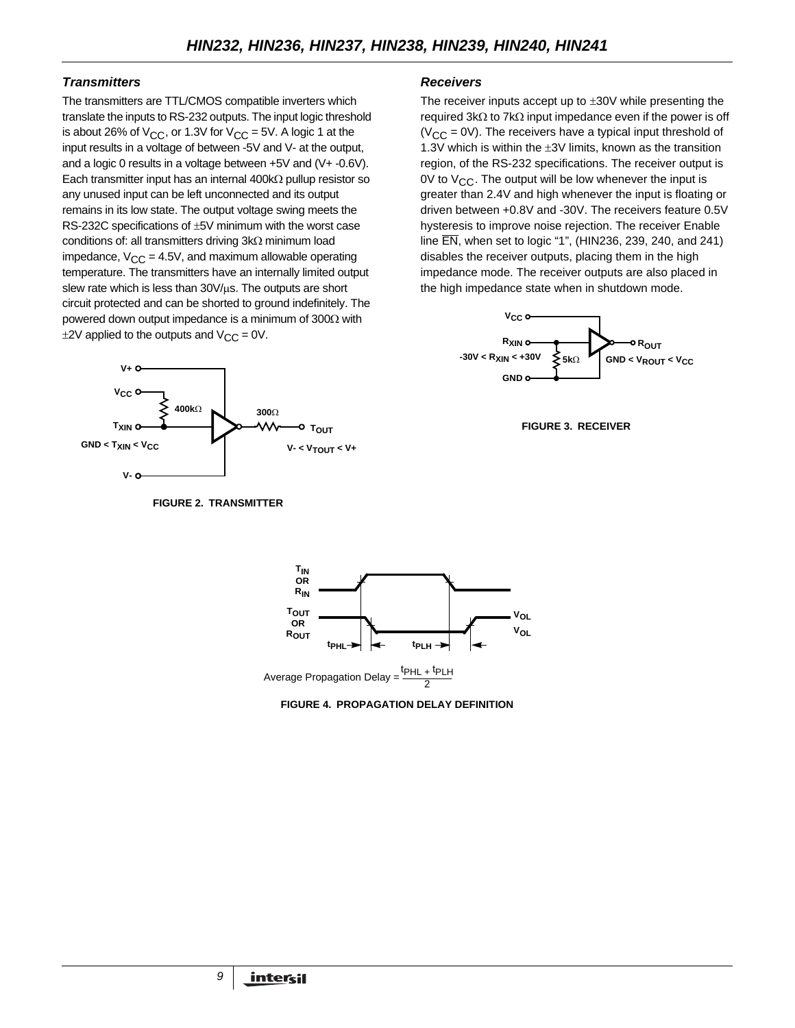### Transmitters

The transmitters are TTL/CMOS compatible inverters which translate the inputs to RS-232 outputs. The input logic threshold is about 26% of $V_{CC}$, or 1.3V for $V_{CC}$ = 5V. A logic 1 at the input results in a voltage of between -5V and V- at the output, and a logic 0 results in a voltage between +5V and (V+ -0.6V). Each transmitter input has an internal 400kΩ pullup resistor so any unused input can be left unconnected and its output remains in its low state. The output voltage swing meets the RS-232C specifications of ±5V minimum with the worst case conditions of: all transmitters driving 3kΩ minimum load impedance, $V_{CC}$ = 4.5V, and maximum allowable operating temperature. The transmitters have an internally limited output slew rate which is less than 30V/µs. The outputs are short circuit protected and can be shorted to ground indefinitely. The powered down output impedance is a minimum of 300Ω with ±2V applied to the outputs and $V_{CC}$ = 0V.

FIGURE 2. TRANSMITTER

### Receivers

The receiver inputs accept up to ±30V while presenting the required 3kΩ to 7kΩ input impedance even if the power is off ($V_{CC}$ = 0V). The receivers have a typical input threshold of 1.3V which is within the ±3V limits, known as the transition region, of the RS-232 specifications. The receiver output is 0V to $V_{CC}$. The output will be low whenever the input is greater than 2.4V and high whenever the input is floating or driven between +0.8V and -30V. The receivers feature 0.5V hysteresis to improve noise rejection. The receiver Enable line $\overline{EN}$, when set to logic "1", (HIN236, 239, 240, and 241) disables the receiver outputs, placing them in the high impedance mode. The receiver outputs are also placed in the high impedance state when in shutdown mode.

FIGURE 3. RECEIVER

$$\text{Average Propagation Delay} = \frac{t_{PHL} + t_{PLH}}{2}$$

FIGURE 4. PROPAGATION DELAY DEFINITION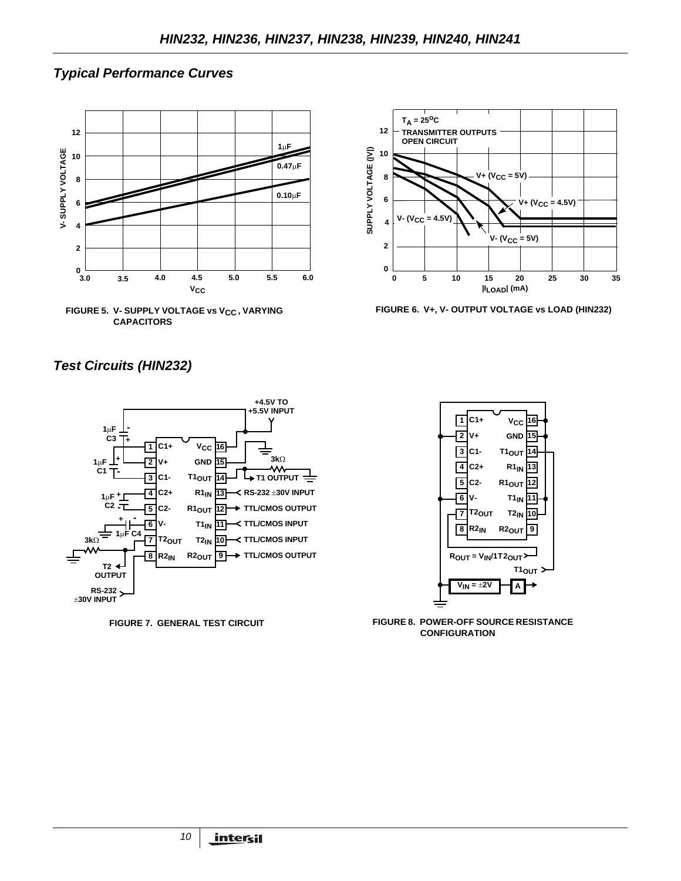## Typical Performance Curves

FIGURE 5. V- SUPPLY VOLTAGE vs $V_{CC}$, VARYING CAPACITORS

FIGURE 6. V+, V- OUTPUT VOLTAGE vs LOAD (HIN232)

## Test Circuits (HIN232)

FIGURE 7. GENERAL TEST CIRCUIT

FIGURE 8. POWER-OFF SOURCE RESISTANCE CONFIGURATION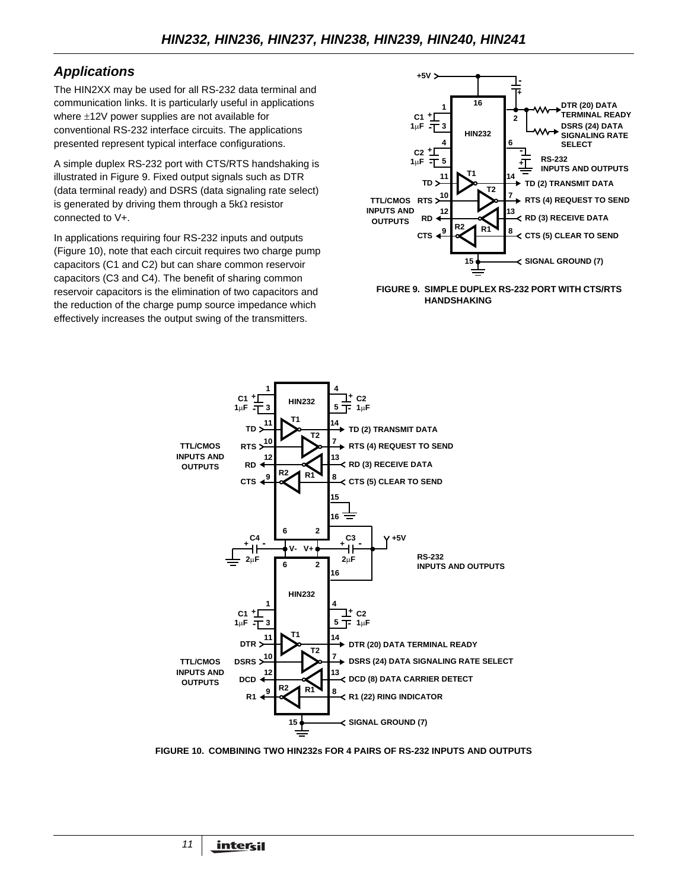## Applications

The HIN2XX may be used for all RS-232 data terminal and communication links. It is particularly useful in applications where ±12V power supplies are not available for conventional RS-232 interface circuits. The applications presented represent typical interface configurations.

A simple duplex RS-232 port with CTS/RTS handshaking is illustrated in Figure 9. Fixed output signals such as DTR (data terminal ready) and DSRS (data signaling rate select) is generated by driving them through a 5kΩ resistor connected to V+.

In applications requiring four RS-232 inputs and outputs (Figure 10), note that each circuit requires two charge pump capacitors (C1 and C2) but can share common reservoir capacitors (C3 and C4). The benefit of sharing common reservoir capacitors is the elimination of two capacitors and the reduction of the charge pump source impedance which effectively increases the output swing of the transmitters.

FIGURE 9. SIMPLE DUPLEX RS-232 PORT WITH CTS/RTS HANDSHAKING

FIGURE 10. COMBINING TWO HIN232s FOR 4 PAIRS OF RS-232 INPUTS AND OUTPUTS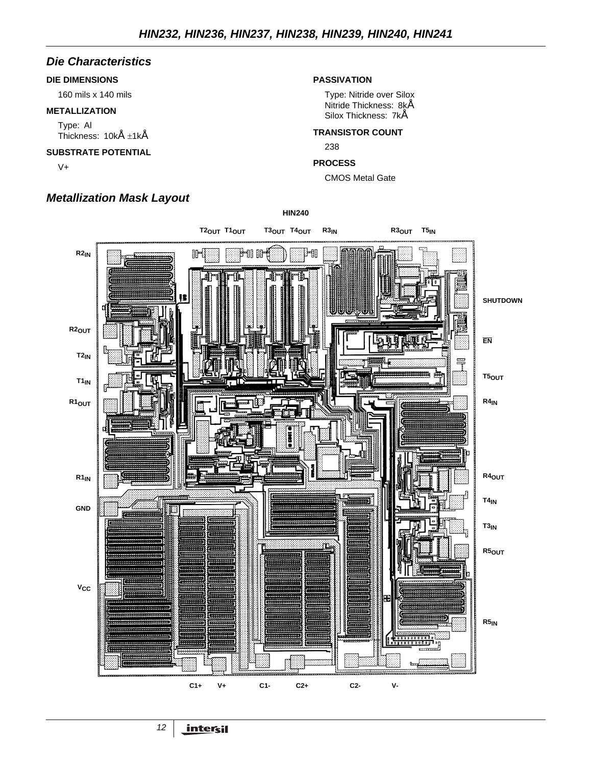## Die Characteristics

**DIE DIMENSIONS**

160 mils x 140 mils

**METALLIZATION**

Type: Al
Thickness: 10kÅ ±1kÅ

**SUBSTRATE POTENTIAL**

V+

**PASSIVATION**

Type: Nitride over Silox
Nitride Thickness: 8kÅ
Silox Thickness: 7kÅ

**TRANSISTOR COUNT**

238

**PROCESS**

CMOS Metal Gate

## Metallization Mask Layout

**HIN240**

$T2_{OUT}$ $T1_{OUT}$ $T3_{OUT}$ $T4_{OUT}$ $R3_{IN}$ $R3_{OUT}$ $T5_{IN}$

$R2_{IN}$

SHUTDOWN

$R2_{OUT}$

$\overline{EN}$

$T2_{IN}$

$T5_{OUT}$

$T1_{IN}$

$R1_{OUT}$

$R4_{IN}$

$R1_{IN}$

$R4_{OUT}$

GND

$T4_{IN}$

$T3_{IN}$

$R5_{OUT}$

$V_{CC}$

$R5_{IN}$

C1+ V+ C1- C2+ C2- V-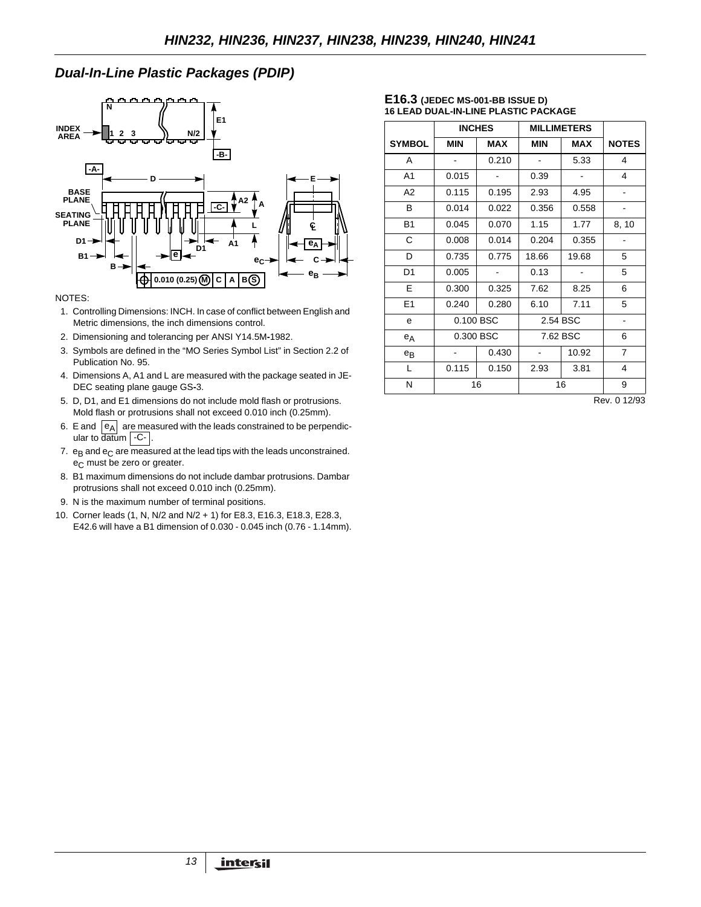## Dual-In-Line Plastic Packages (PDIP)

NOTES:

1. Controlling Dimensions: INCH. In case of conflict between English and Metric dimensions, the inch dimensions control.
2. Dimensioning and tolerancing per ANSI Y14.5M-1982.
3. Symbols are defined in the "MO Series Symbol List" in Section 2.2 of Publication No. 95.
4. Dimensions A, A1 and L are measured with the package seated in JEDEC seating plane gauge GS-3.
5. D, D1, and E1 dimensions do not include mold flash or protrusions. Mold flash or protrusions shall not exceed 0.010 inch (0.25mm).
6. E and $e_A$ are measured with the leads constrained to be perpendicular to datum -C- .
7. $e_B$ and $e_C$ are measured at the lead tips with the leads unconstrained. $e_C$ must be zero or greater.
8. B1 maximum dimensions do not include dambar protrusions. Dambar protrusions shall not exceed 0.010 inch (0.25mm).
9. N is the maximum number of terminal positions.
10. Corner leads (1, N, N/2 and N/2 + 1) for E8.3, E16.3, E18.3, E28.3, E42.6 will have a B1 dimension of 0.030 - 0.045 inch (0.76 - 1.14mm).

**E16.3** (JEDEC MS-001-BB ISSUE D)
**16 LEAD DUAL-IN-LINE PLASTIC PACKAGE**

| | INCHES | | MILLIMETERS | | |
|---|---|---|---|---|---|
| SYMBOL | MIN | MAX | MIN | MAX | NOTES |
| A | - | 0.210 | - | 5.33 | 4 |
| A1 | 0.015 | - | 0.39 | - | 4 |
| A2 | 0.115 | 0.195 | 2.93 | 4.95 | - |
| B | 0.014 | 0.022 | 0.356 | 0.558 | - |
| B1 | 0.045 | 0.070 | 1.15 | 1.77 | 8, 10 |
| C | 0.008 | 0.014 | 0.204 | 0.355 | - |
| D | 0.735 | 0.775 | 18.66 | 19.68 | 5 |
| D1 | 0.005 | - | 0.13 | - | 5 |
| E | 0.300 | 0.325 | 7.62 | 8.25 | 6 |
| E1 | 0.240 | 0.280 | 6.10 | 7.11 | 5 |
| e | 0.100 BSC | | 2.54 BSC | | - |
| $e_A$ | 0.300 BSC | | 7.62 BSC | | 6 |
| $e_B$ | - | 0.430 | - | 10.92 | 7 |
| L | 0.115 | 0.150 | 2.93 | 3.81 | 4 |
| N | 16 | | 16 | | 9 |

Rev. 0 12/93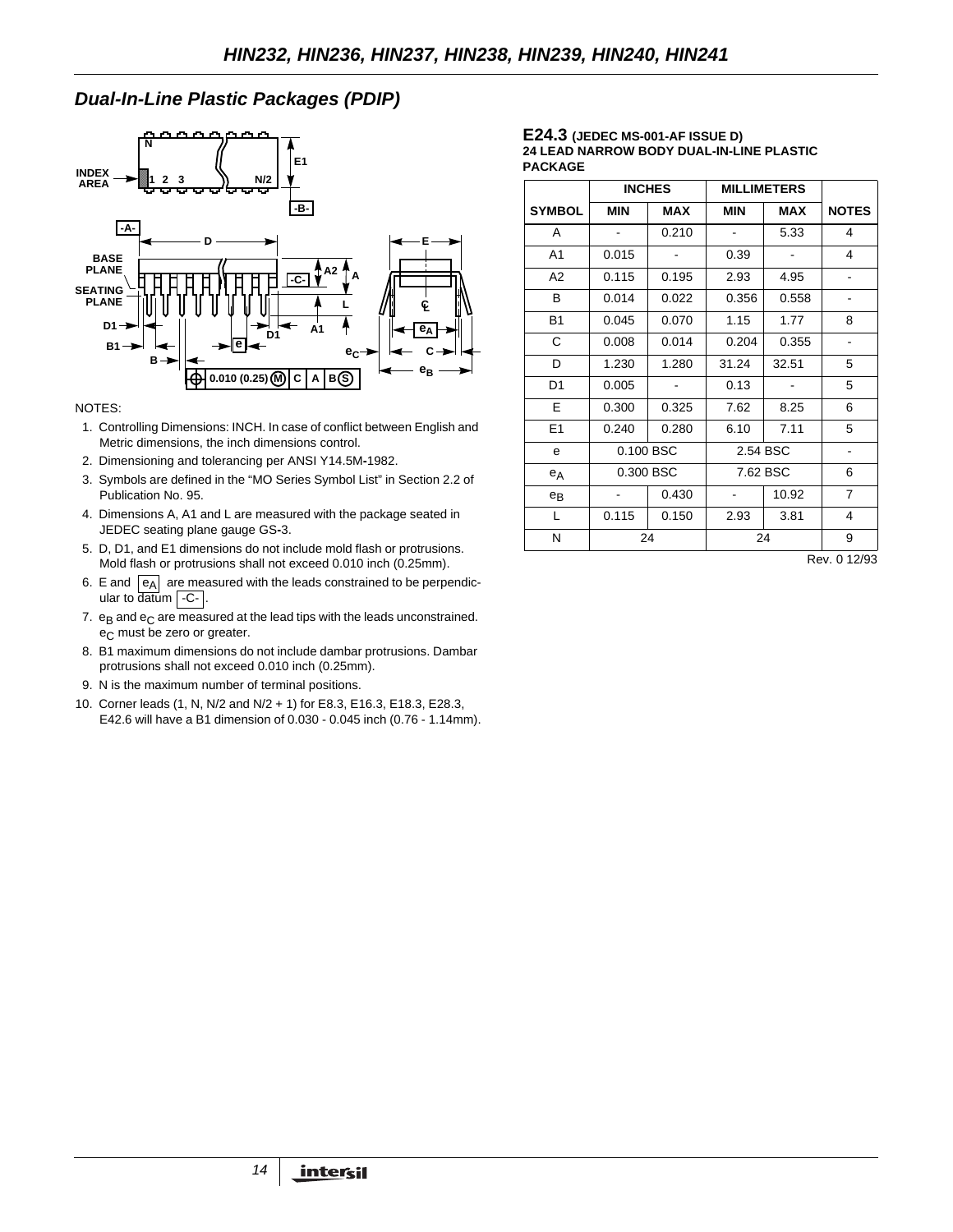## Dual-In-Line Plastic Packages (PDIP)

NOTES:

1. Controlling Dimensions: INCH. In case of conflict between English and Metric dimensions, the inch dimensions control.
2. Dimensioning and tolerancing per ANSI Y14.5M-1982.
3. Symbols are defined in the "MO Series Symbol List" in Section 2.2 of Publication No. 95.
4. Dimensions A, A1 and L are measured with the package seated in JEDEC seating plane gauge GS-3.
5. D, D1, and E1 dimensions do not include mold flash or protrusions. Mold flash or protrusions shall not exceed 0.010 inch (0.25mm).
6. E and $e_A$ are measured with the leads constrained to be perpendicular to datum -C- .
7. $e_B$ and $e_C$ are measured at the lead tips with the leads unconstrained. $e_C$ must be zero or greater.
8. B1 maximum dimensions do not include dambar protrusions. Dambar protrusions shall not exceed 0.010 inch (0.25mm).
9. N is the maximum number of terminal positions.
10. Corner leads (1, N, N/2 and N/2 + 1) for E8.3, E16.3, E18.3, E28.3, E42.6 will have a B1 dimension of 0.030 - 0.045 inch (0.76 - 1.14mm).

**E24.3** (JEDEC MS-001-AF ISSUE D)
**24 LEAD NARROW BODY DUAL-IN-LINE PLASTIC PACKAGE**

| SYMBOL | INCHES | | MILLIMETERS | | NOTES |
|---|---|---|---|---|---|
| | MIN | MAX | MIN | MAX | |
| A | - | 0.210 | - | 5.33 | 4 |
| A1 | 0.015 | - | 0.39 | - | 4 |
| A2 | 0.115 | 0.195 | 2.93 | 4.95 | - |
| B | 0.014 | 0.022 | 0.356 | 0.558 | - |
| B1 | 0.045 | 0.070 | 1.15 | 1.77 | 8 |
| C | 0.008 | 0.014 | 0.204 | 0.355 | - |
| D | 1.230 | 1.280 | 31.24 | 32.51 | 5 |
| D1 | 0.005 | - | 0.13 | - | 5 |
| E | 0.300 | 0.325 | 7.62 | 8.25 | 6 |
| E1 | 0.240 | 0.280 | 6.10 | 7.11 | 5 |
| e | 0.100 BSC | | 2.54 BSC | | - |
| $e_A$ | 0.300 BSC | | 7.62 BSC | | 6 |
| $e_B$ | - | 0.430 | - | 10.92 | 7 |
| L | 0.115 | 0.150 | 2.93 | 3.81 | 4 |
| N | 24 | | 24 | | 9 |

Rev. 0 12/93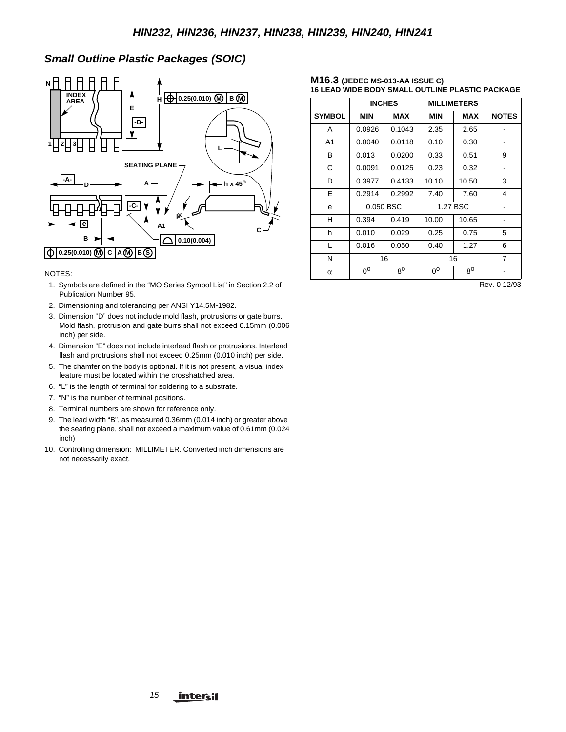## Small Outline Plastic Packages (SOIC)

NOTES:

1. Symbols are defined in the "MO Series Symbol List" in Section 2.2 of Publication Number 95.
2. Dimensioning and tolerancing per ANSI Y14.5M-1982.
3. Dimension "D" does not include mold flash, protrusions or gate burrs. Mold flash, protrusion and gate burrs shall not exceed 0.15mm (0.006 inch) per side.
4. Dimension "E" does not include interlead flash or protrusions. Interlead flash and protrusions shall not exceed 0.25mm (0.010 inch) per side.
5. The chamfer on the body is optional. If it is not present, a visual index feature must be located within the crosshatched area.
6. "L" is the length of terminal for soldering to a substrate.
7. "N" is the number of terminal positions.
8. Terminal numbers are shown for reference only.
9. The lead width "B", as measured 0.36mm (0.014 inch) or greater above the seating plane, shall not exceed a maximum value of 0.61mm (0.024 inch)
10. Controlling dimension: MILLIMETER. Converted inch dimensions are not necessarily exact.

**M16.3** (JEDEC MS-013-AA ISSUE C)
**16 LEAD WIDE BODY SMALL OUTLINE PLASTIC PACKAGE**

| SYMBOL | INCHES MIN | INCHES MAX | MILLIMETERS MIN | MILLIMETERS MAX | NOTES |
|---|---|---|---|---|---|
| A | 0.0926 | 0.1043 | 2.35 | 2.65 | - |
| A1 | 0.0040 | 0.0118 | 0.10 | 0.30 | - |
| B | 0.013 | 0.0200 | 0.33 | 0.51 | 9 |
| C | 0.0091 | 0.0125 | 0.23 | 0.32 | - |
| D | 0.3977 | 0.4133 | 10.10 | 10.50 | 3 |
| E | 0.2914 | 0.2992 | 7.40 | 7.60 | 4 |
| e | 0.050 BSC | | 1.27 BSC | | - |
| H | 0.394 | 0.419 | 10.00 | 10.65 | - |
| h | 0.010 | 0.029 | 0.25 | 0.75 | 5 |
| L | 0.016 | 0.050 | 0.40 | 1.27 | 6 |
| N | 16 | | 16 | | 7 |
| $\alpha$ | $0^o$ | $8^o$ | $0^o$ | $8^o$ | - |

Rev. 0 12/93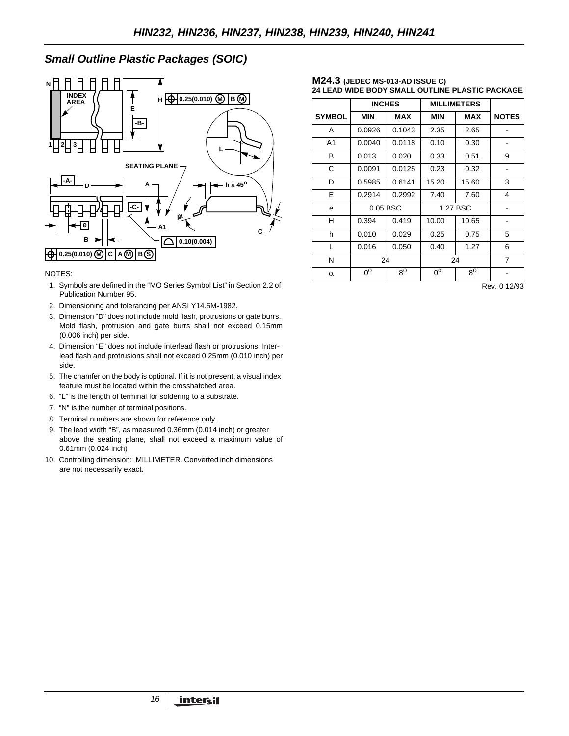## Small Outline Plastic Packages (SOIC)

NOTES:

1. Symbols are defined in the “MO Series Symbol List” in Section 2.2 of Publication Number 95.
2. Dimensioning and tolerancing per ANSI Y14.5M-1982.
3. Dimension “D” does not include mold flash, protrusions or gate burrs. Mold flash, protrusion and gate burrs shall not exceed 0.15mm (0.006 inch) per side.
4. Dimension “E” does not include interlead flash or protrusions. Interlead flash and protrusions shall not exceed 0.25mm (0.010 inch) per side.
5. The chamfer on the body is optional. If it is not present, a visual index feature must be located within the crosshatched area.
6. “L” is the length of terminal for soldering to a substrate.
7. “N” is the number of terminal positions.
8. Terminal numbers are shown for reference only.
9. The lead width “B”, as measured 0.36mm (0.014 inch) or greater above the seating plane, shall not exceed a maximum value of 0.61mm (0.024 inch)
10. Controlling dimension: MILLIMETER. Converted inch dimensions are not necessarily exact.

**M24.3** (JEDEC MS-013-AD ISSUE C)
**24 LEAD WIDE BODY SMALL OUTLINE PLASTIC PACKAGE**

| SYMBOL | INCHES | | MILLIMETERS | | NOTES |
|---|---|---|---|---|---|
| | MIN | MAX | MIN | MAX | |
| A | 0.0926 | 0.1043 | 2.35 | 2.65 | - |
| A1 | 0.0040 | 0.0118 | 0.10 | 0.30 | - |
| B | 0.013 | 0.020 | 0.33 | 0.51 | 9 |
| C | 0.0091 | 0.0125 | 0.23 | 0.32 | - |
| D | 0.5985 | 0.6141 | 15.20 | 15.60 | 3 |
| E | 0.2914 | 0.2992 | 7.40 | 7.60 | 4 |
| e | 0.05 BSC | | 1.27 BSC | | - |
| H | 0.394 | 0.419 | 10.00 | 10.65 | - |
| h | 0.010 | 0.029 | 0.25 | 0.75 | 5 |
| L | 0.016 | 0.050 | 0.40 | 1.27 | 6 |
| N | 24 | | 24 | | 7 |
| $\alpha$ | $0^o$ | $8^o$ | $0^o$ | $8^o$ | - |

Rev. 0 12/93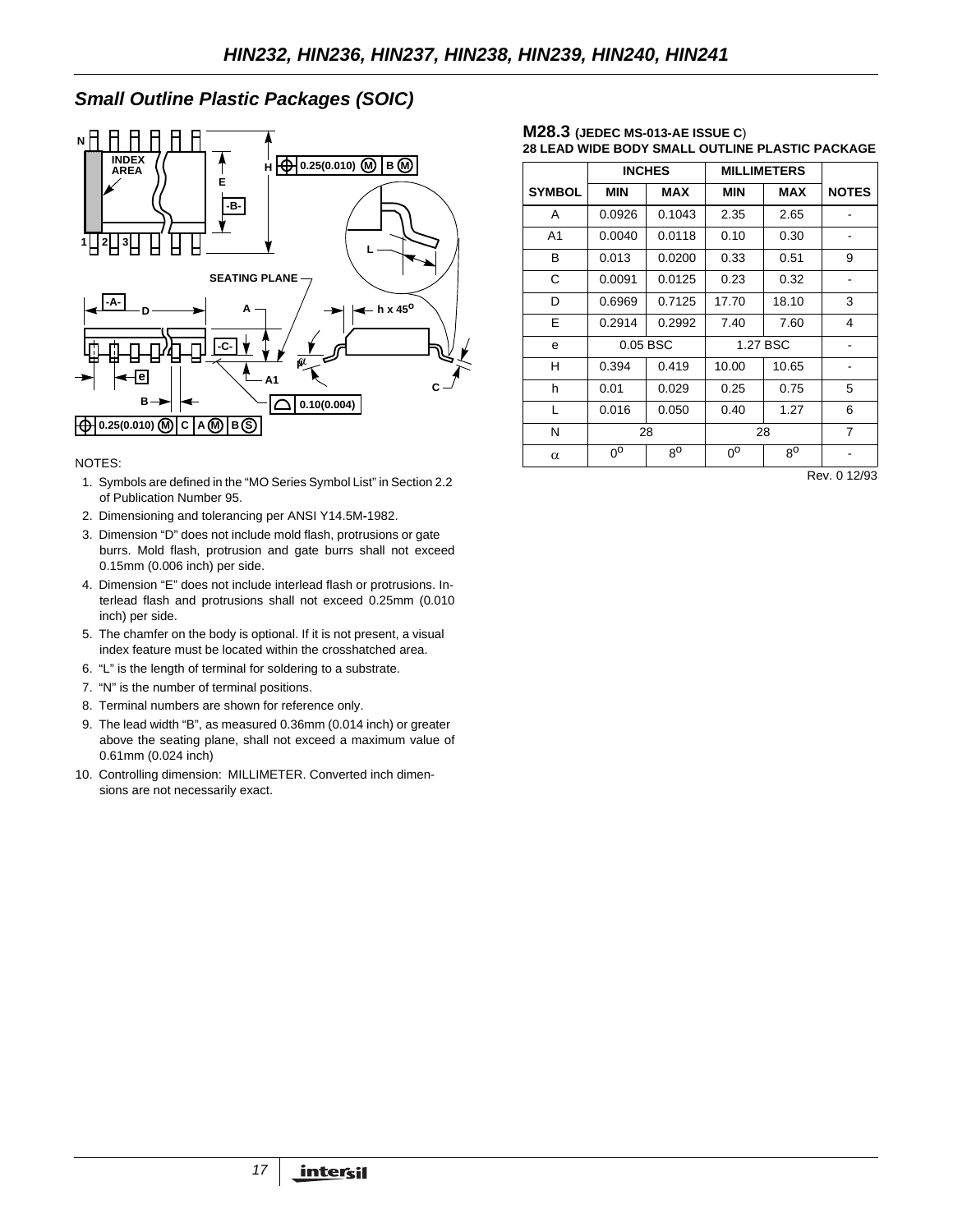## Small Outline Plastic Packages (SOIC)

NOTES:

1. Symbols are defined in the “MO Series Symbol List” in Section 2.2 of Publication Number 95.
2. Dimensioning and tolerancing per ANSI Y14.5M-1982.
3. Dimension “D” does not include mold flash, protrusions or gate burrs. Mold flash, protrusion and gate burrs shall not exceed 0.15mm (0.006 inch) per side.
4. Dimension “E” does not include interlead flash or protrusions. Interlead flash and protrusions shall not exceed 0.25mm (0.010 inch) per side.
5. The chamfer on the body is optional. If it is not present, a visual index feature must be located within the crosshatched area.
6. “L” is the length of terminal for soldering to a substrate.
7. “N” is the number of terminal positions.
8. Terminal numbers are shown for reference only.
9. The lead width “B”, as measured 0.36mm (0.014 inch) or greater above the seating plane, shall not exceed a maximum value of 0.61mm (0.024 inch)
10. Controlling dimension: MILLIMETER. Converted inch dimensions are not necessarily exact.

**M28.3 (JEDEC MS-013-AE ISSUE C)**
**28 LEAD WIDE BODY SMALL OUTLINE PLASTIC PACKAGE**

| SYMBOL | INCHES | | MILLIMETERS | | NOTES |
|---|---|---|---|---|---|
| | MIN | MAX | MIN | MAX | |
| A | 0.0926 | 0.1043 | 2.35 | 2.65 | - |
| A1 | 0.0040 | 0.0118 | 0.10 | 0.30 | - |
| B | 0.013 | 0.0200 | 0.33 | 0.51 | 9 |
| C | 0.0091 | 0.0125 | 0.23 | 0.32 | - |
| D | 0.6969 | 0.7125 | 17.70 | 18.10 | 3 |
| E | 0.2914 | 0.2992 | 7.40 | 7.60 | 4 |
| e | 0.05 BSC | | 1.27 BSC | | - |
| H | 0.394 | 0.419 | 10.00 | 10.65 | - |
| h | 0.01 | 0.029 | 0.25 | 0.75 | 5 |
| L | 0.016 | 0.050 | 0.40 | 1.27 | 6 |
| N | 28 | | 28 | | 7 |
| $\alpha$ | $0^o$ | $8^o$ | $0^o$ | $8^o$ | - |

Rev. 0 12/93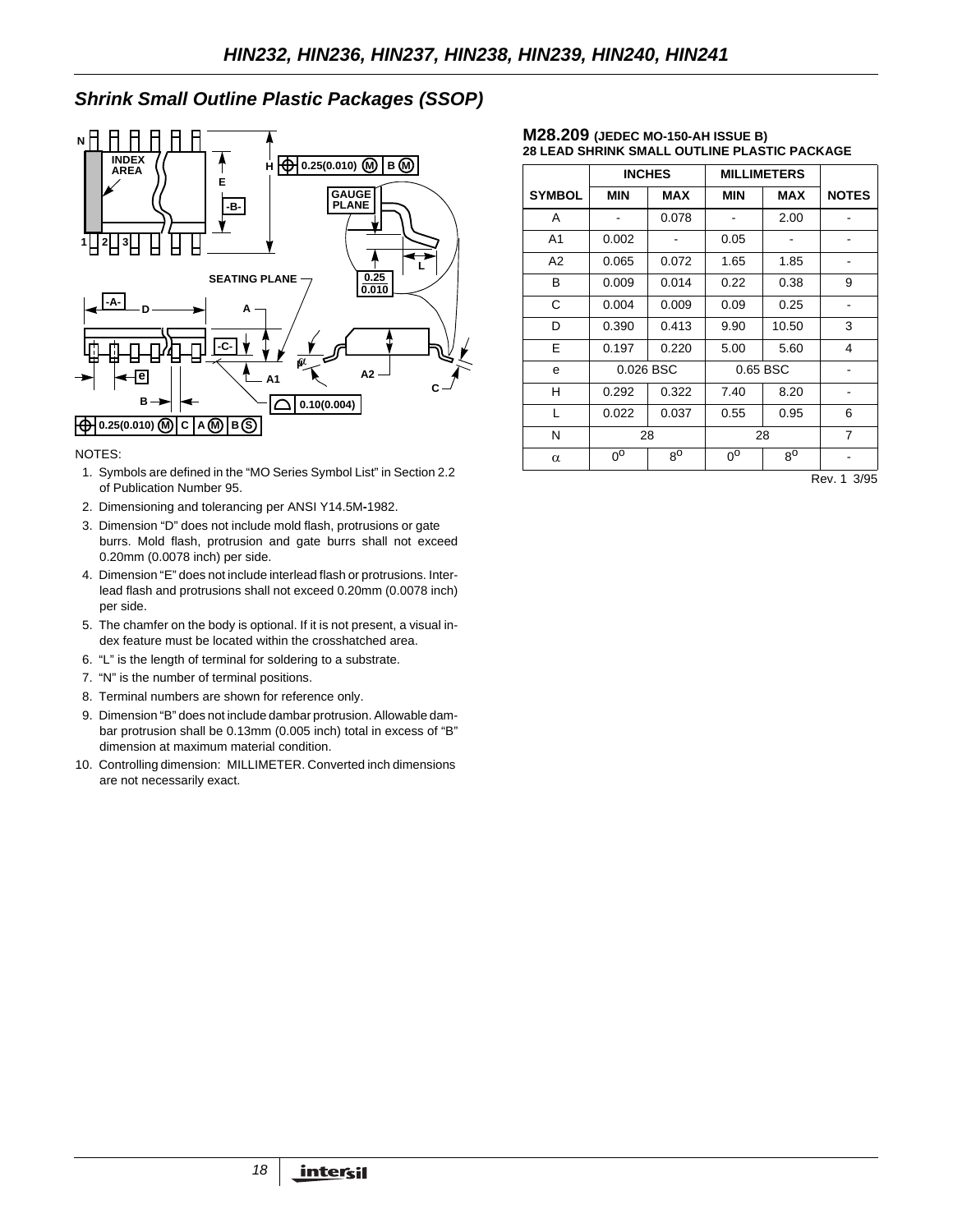## Shrink Small Outline Plastic Packages (SSOP)

NOTES:

1. Symbols are defined in the “MO Series Symbol List” in Section 2.2 of Publication Number 95.
2. Dimensioning and tolerancing per ANSI Y14.5M-1982.
3. Dimension “D” does not include mold flash, protrusions or gate burrs. Mold flash, protrusion and gate burrs shall not exceed 0.20mm (0.0078 inch) per side.
4. Dimension “E” does not include interlead flash or protrusions. Interlead flash and protrusions shall not exceed 0.20mm (0.0078 inch) per side.
5. The chamfer on the body is optional. If it is not present, a visual index feature must be located within the crosshatched area.
6. “L” is the length of terminal for soldering to a substrate.
7. “N” is the number of terminal positions.
8. Terminal numbers are shown for reference only.
9. Dimension “B” does not include dambar protrusion. Allowable dambar protrusion shall be 0.13mm (0.005 inch) total in excess of “B” dimension at maximum material condition.
10. Controlling dimension: MILLIMETER. Converted inch dimensions are not necessarily exact.

**M28.209** (JEDEC MO-150-AH ISSUE B)
**28 LEAD SHRINK SMALL OUTLINE PLASTIC PACKAGE**

| | INCHES | | MILLIMETERS | | |
|---|---|---|---|---|---|
| SYMBOL | MIN | MAX | MIN | MAX | NOTES |
| A | - | 0.078 | - | 2.00 | - |
| A1 | 0.002 | - | 0.05 | - | - |
| A2 | 0.065 | 0.072 | 1.65 | 1.85 | - |
| B | 0.009 | 0.014 | 0.22 | 0.38 | 9 |
| C | 0.004 | 0.009 | 0.09 | 0.25 | - |
| D | 0.390 | 0.413 | 9.90 | 10.50 | 3 |
| E | 0.197 | 0.220 | 5.00 | 5.60 | 4 |
| e | 0.026 BSC | | 0.65 BSC | | - |
| H | 0.292 | 0.322 | 7.40 | 8.20 | - |
| L | 0.022 | 0.037 | 0.55 | 0.95 | 6 |
| N | 28 | | 28 | | 7 |
| $\alpha$ | $0^o$ | $8^o$ | $0^o$ | $8^o$ | - |

Rev. 1 3/95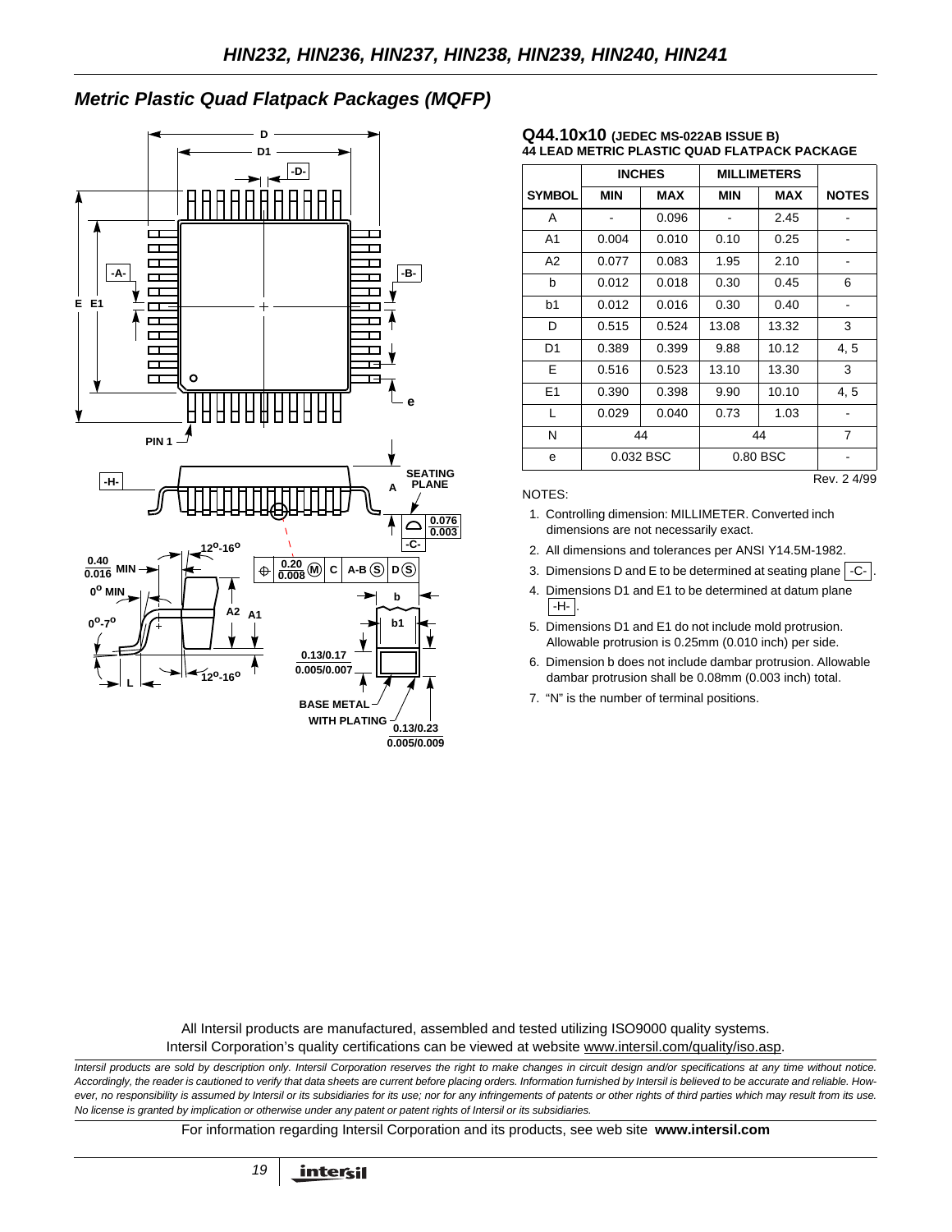## Metric Plastic Quad Flatpack Packages (MQFP)

D
D1
-D-
-A-
-B-
E E1
e
PIN 1
-H-
SEATING PLANE
A
0.076
0.003
-C-
12°-16°
0.40
0.016 MIN
0° MIN
0°-7°
L
A2 A1
12°-16°
0.20
0.008 (M) C A-B (S) D (S)
b
b1
0.13/0.17
0.005/0.007
BASE METAL
WITH PLATING
0.13/0.23
0.005/0.009

**Q44.10x10 (JEDEC MS-022AB ISSUE B)**
**44 LEAD METRIC PLASTIC QUAD FLATPACK PACKAGE**

| SYMBOL | INCHES | | MILLIMETERS | | NOTES |
|---|---|---|---|---|---|
| | MIN | MAX | MIN | MAX | |
| A | - | 0.096 | - | 2.45 | - |
| A1 | 0.004 | 0.010 | 0.10 | 0.25 | - |
| A2 | 0.077 | 0.083 | 1.95 | 2.10 | - |
| b | 0.012 | 0.018 | 0.30 | 0.45 | 6 |
| b1 | 0.012 | 0.016 | 0.30 | 0.40 | - |
| D | 0.515 | 0.524 | 13.08 | 13.32 | 3 |
| D1 | 0.389 | 0.399 | 9.88 | 10.12 | 4, 5 |
| E | 0.516 | 0.523 | 13.10 | 13.30 | 3 |
| E1 | 0.390 | 0.398 | 9.90 | 10.10 | 4, 5 |
| L | 0.029 | 0.040 | 0.73 | 1.03 | - |
| N | 44 | | 44 | | 7 |
| e | 0.032 BSC | | 0.80 BSC | | - |

Rev. 2 4/99

NOTES:

1. Controlling dimension: MILLIMETER. Converted inch dimensions are not necessarily exact.
2. All dimensions and tolerances per ANSI Y14.5M-1982.
3. Dimensions D and E to be determined at seating plane -C- .
4. Dimensions D1 and E1 to be determined at datum plane -H- .
5. Dimensions D1 and E1 do not include mold protrusion. Allowable protrusion is 0.25mm (0.010 inch) per side.
6. Dimension b does not include dambar protrusion. Allowable dambar protrusion shall be 0.08mm (0.003 inch) total.
7. "N" is the number of terminal positions.

All Intersil products are manufactured, assembled and tested utilizing ISO9000 quality systems.
Intersil Corporation's quality certifications can be viewed at website www.intersil.com/quality/iso.asp.

*Intersil products are sold by description only. Intersil Corporation reserves the right to make changes in circuit design and/or specifications at any time without notice. Accordingly, the reader is cautioned to verify that data sheets are current before placing orders. Information furnished by Intersil is believed to be accurate and reliable. However, no responsibility is assumed by Intersil or its subsidiaries for its use; nor for any infringements of patents or other rights of third parties which may result from its use. No license is granted by implication or otherwise under any patent or patent rights of Intersil or its subsidiaries.*

For information regarding Intersil Corporation and its products, see web site **www.intersil.com**